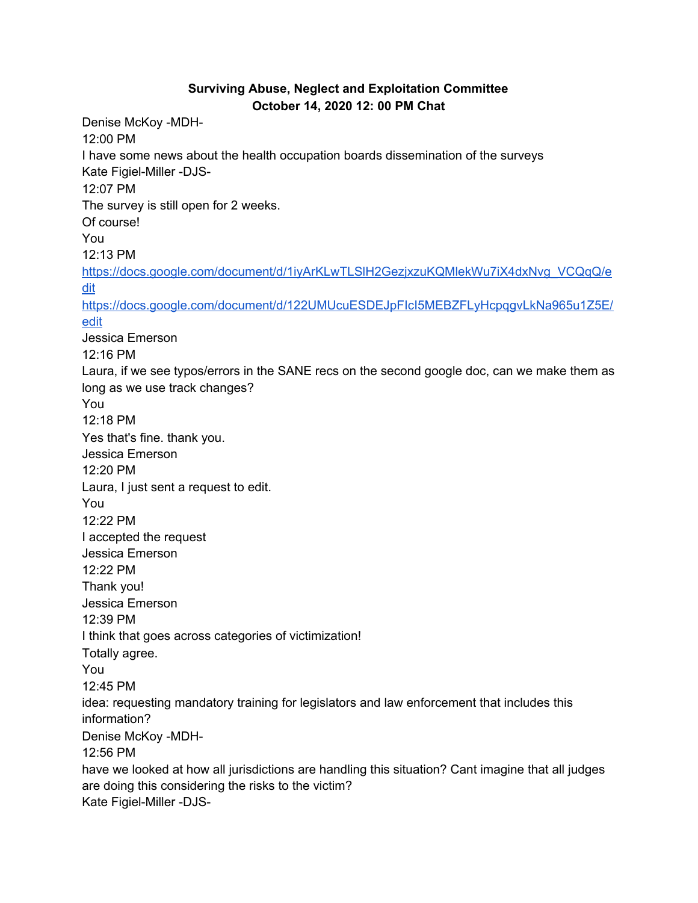**Surviving Abuse, Neglect and Exploitation Committee**
**October 14, 2020 12: 00 PM Chat**

Denise McKoy -MDH-
12:00 PM
I have some news about the health occupation boards dissemination of the surveys
Kate Figiel-Miller -DJS-
12:07 PM
The survey is still open for 2 weeks.
Of course!
You
12:13 PM
https://docs.google.com/document/d/1iyArKLwTLSlH2GezjxzuKQMlekWu7iX4dxNvg_VCQqQ/edit
https://docs.google.com/document/d/122UMUcuESDEJpFIcI5MEBZFLyHcpqgvLkNa965u1Z5E/edit
Jessica Emerson
12:16 PM
Laura, if we see typos/errors in the SANE recs on the second google doc, can we make them as long as we use track changes?
You
12:18 PM
Yes that's fine. thank you.
Jessica Emerson
12:20 PM
Laura, I just sent a request to edit.
You
12:22 PM
I accepted the request
Jessica Emerson
12:22 PM
Thank you!
Jessica Emerson
12:39 PM
I think that goes across categories of victimization!
Totally agree.
You
12:45 PM
idea: requesting mandatory training for legislators and law enforcement that includes this information?
Denise McKoy -MDH-
12:56 PM
have we looked at how all jurisdictions are handling this situation? Cant imagine that all judges are doing this considering the risks to the victim?
Kate Figiel-Miller -DJS-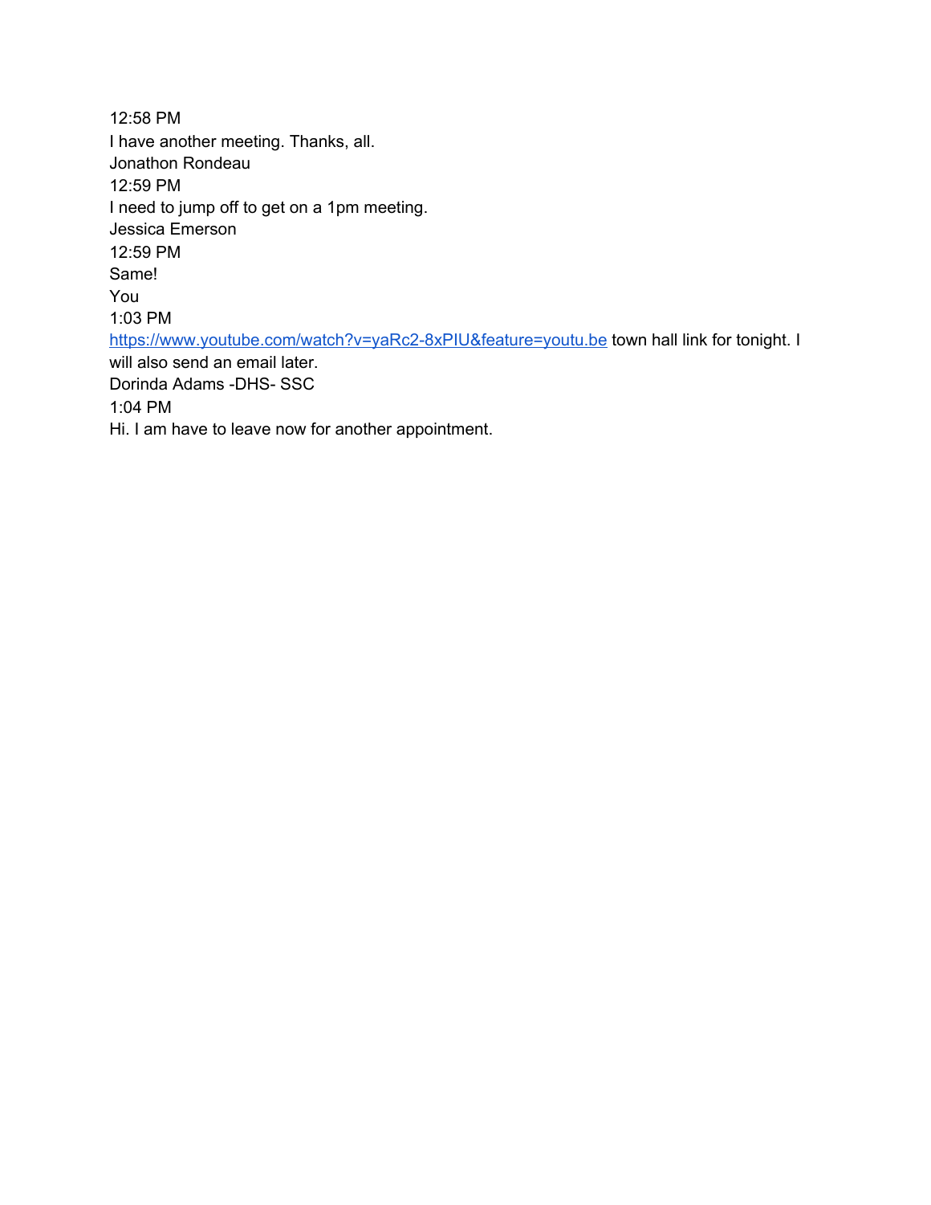12:58 PM
I have another meeting. Thanks, all.
Jonathon Rondeau
12:59 PM
I need to jump off to get on a 1pm meeting.
Jessica Emerson
12:59 PM
Same!
You
1:03 PM
https://www.youtube.com/watch?v=yaRc2-8xPIU&feature=youtu.be town hall link for tonight. I will also send an email later.
Dorinda Adams -DHS- SSC
1:04 PM
Hi. I am have to leave now for another appointment.